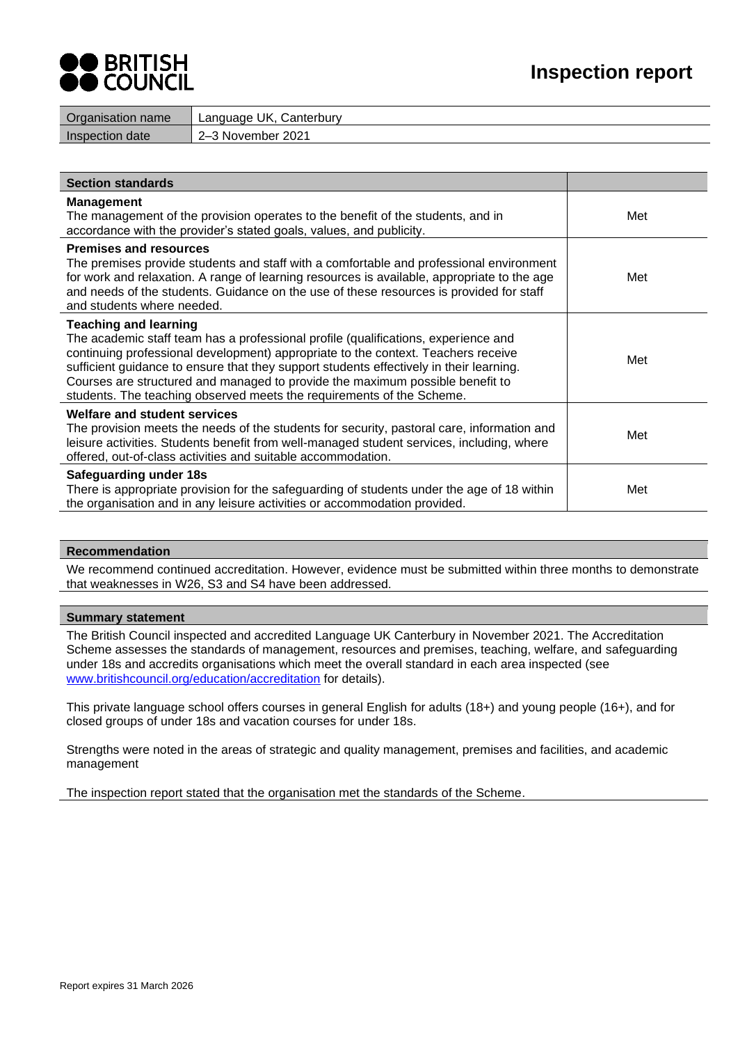BRITISH COUNCIL

# Inspection report

| Organisation name | Language UK, Canterbury |
| --- | --- |
| Inspection date | 2–3 November 2021 |

| Section standards | |
| --- | --- |
| **Management**<br>The management of the provision operates to the benefit of the students, and in accordance with the provider's stated goals, values, and publicity. | Met |
| **Premises and resources**<br>The premises provide students and staff with a comfortable and professional environment for work and relaxation. A range of learning resources is available, appropriate to the age and needs of the students. Guidance on the use of these resources is provided for staff and students where needed. | Met |
| **Teaching and learning**<br>The academic staff team has a professional profile (qualifications, experience and continuing professional development) appropriate to the context. Teachers receive sufficient guidance to ensure that they support students effectively in their learning. Courses are structured and managed to provide the maximum possible benefit to students. The teaching observed meets the requirements of the Scheme. | Met |
| **Welfare and student services**<br>The provision meets the needs of the students for security, pastoral care, information and leisure activities. Students benefit from well-managed student services, including, where offered, out-of-class activities and suitable accommodation. | Met |
| **Safeguarding under 18s**<br>There is appropriate provision for the safeguarding of students under the age of 18 within the organisation and in any leisure activities or accommodation provided. | Met |

## Recommendation

We recommend continued accreditation. However, evidence must be submitted within three months to demonstrate that weaknesses in W26, S3 and S4 have been addressed.

## Summary statement

The British Council inspected and accredited Language UK Canterbury in November 2021. The Accreditation Scheme assesses the standards of management, resources and premises, teaching, welfare, and safeguarding under 18s and accredits organisations which meet the overall standard in each area inspected (see www.britishcouncil.org/education/accreditation for details).

This private language school offers courses in general English for adults (18+) and young people (16+), and for closed groups of under 18s and vacation courses for under 18s.

Strengths were noted in the areas of strategic and quality management, premises and facilities, and academic management

The inspection report stated that the organisation met the standards of the Scheme.

Report expires 31 March 2026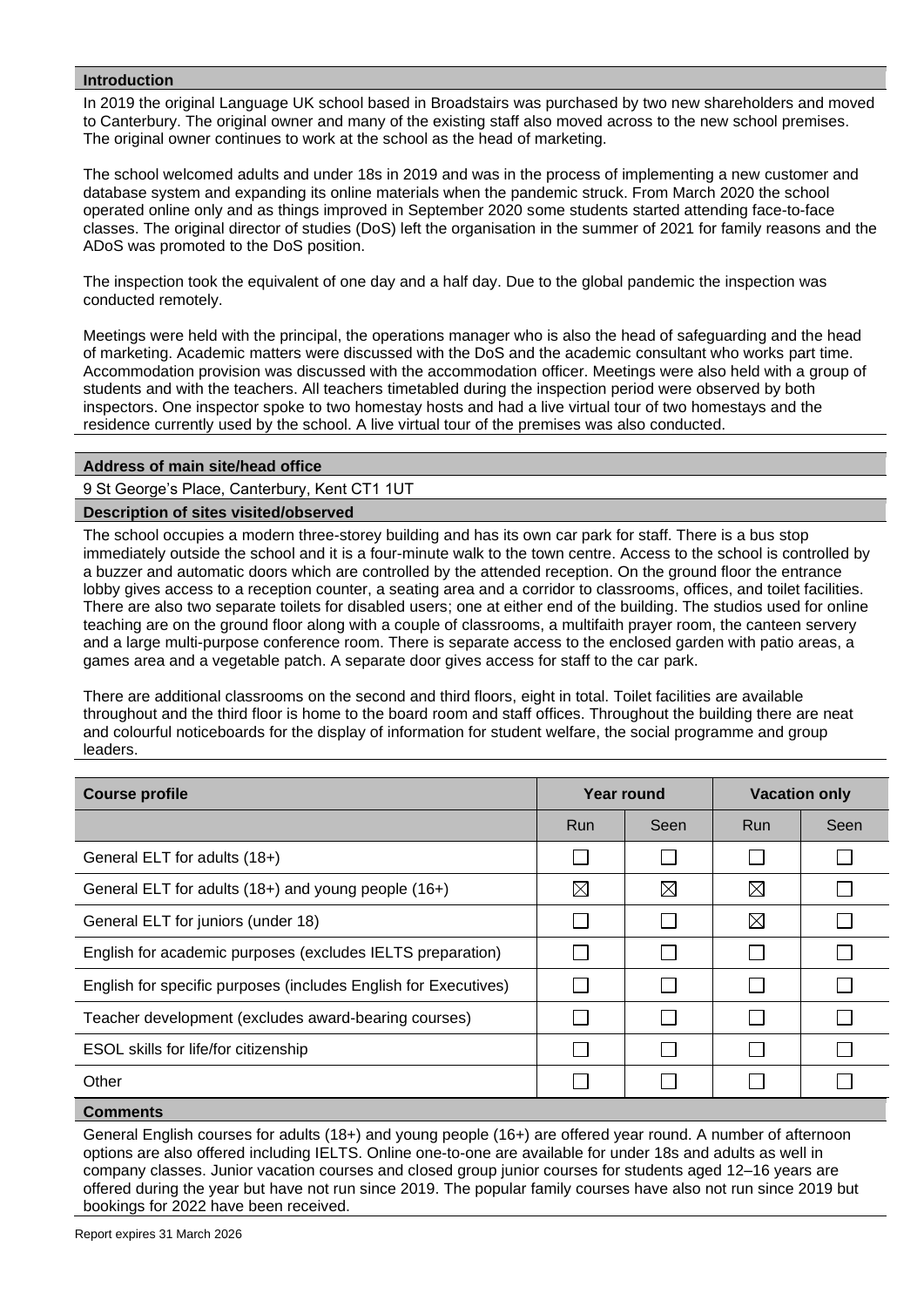## Introduction

In 2019 the original Language UK school based in Broadstairs was purchased by two new shareholders and moved to Canterbury. The original owner and many of the existing staff also moved across to the new school premises. The original owner continues to work at the school as the head of marketing.

The school welcomed adults and under 18s in 2019 and was in the process of implementing a new customer and database system and expanding its online materials when the pandemic struck. From March 2020 the school operated online only and as things improved in September 2020 some students started attending face-to-face classes. The original director of studies (DoS) left the organisation in the summer of 2021 for family reasons and the ADoS was promoted to the DoS position.

The inspection took the equivalent of one day and a half day. Due to the global pandemic the inspection was conducted remotely.

Meetings were held with the principal, the operations manager who is also the head of safeguarding and the head of marketing. Academic matters were discussed with the DoS and the academic consultant who works part time. Accommodation provision was discussed with the accommodation officer. Meetings were also held with a group of students and with the teachers. All teachers timetabled during the inspection period were observed by both inspectors. One inspector spoke to two homestay hosts and had a live virtual tour of two homestays and the residence currently used by the school. A live virtual tour of the premises was also conducted.

## Address of main site/head office

9 St George's Place, Canterbury, Kent CT1 1UT

## Description of sites visited/observed

The school occupies a modern three-storey building and has its own car park for staff. There is a bus stop immediately outside the school and it is a four-minute walk to the town centre. Access to the school is controlled by a buzzer and automatic doors which are controlled by the attended reception. On the ground floor the entrance lobby gives access to a reception counter, a seating area and a corridor to classrooms, offices, and toilet facilities. There are also two separate toilets for disabled users; one at either end of the building. The studios used for online teaching are on the ground floor along with a couple of classrooms, a multifaith prayer room, the canteen servery and a large multi-purpose conference room. There is separate access to the enclosed garden with patio areas, a games area and a vegetable patch. A separate door gives access for staff to the car park.

There are additional classrooms on the second and third floors, eight in total. Toilet facilities are available throughout and the third floor is home to the board room and staff offices. Throughout the building there are neat and colourful noticeboards for the display of information for student welfare, the social programme and group leaders.

| Course profile | Year round | | Vacation only | |
|---|---|---|---|---|
| | Run | Seen | Run | Seen |
| General ELT for adults (18+) | ☐ | ☐ | ☐ | ☐ |
| General ELT for adults (18+) and young people (16+) | ☒ | ☒ | ☒ | ☐ |
| General ELT for juniors (under 18) | ☐ | ☐ | ☒ | ☐ |
| English for academic purposes (excludes IELTS preparation) | ☐ | ☐ | ☐ | ☐ |
| English for specific purposes (includes English for Executives) | ☐ | ☐ | ☐ | ☐ |
| Teacher development (excludes award-bearing courses) | ☐ | ☐ | ☐ | ☐ |
| ESOL skills for life/for citizenship | ☐ | ☐ | ☐ | ☐ |
| Other | ☐ | ☐ | ☐ | ☐ |

## Comments

General English courses for adults (18+) and young people (16+) are offered year round. A number of afternoon options are also offered including IELTS. Online one-to-one are available for under 18s and adults as well in company classes. Junior vacation courses and closed group junior courses for students aged 12–16 years are offered during the year but have not run since 2019. The popular family courses have also not run since 2019 but bookings for 2022 have been received.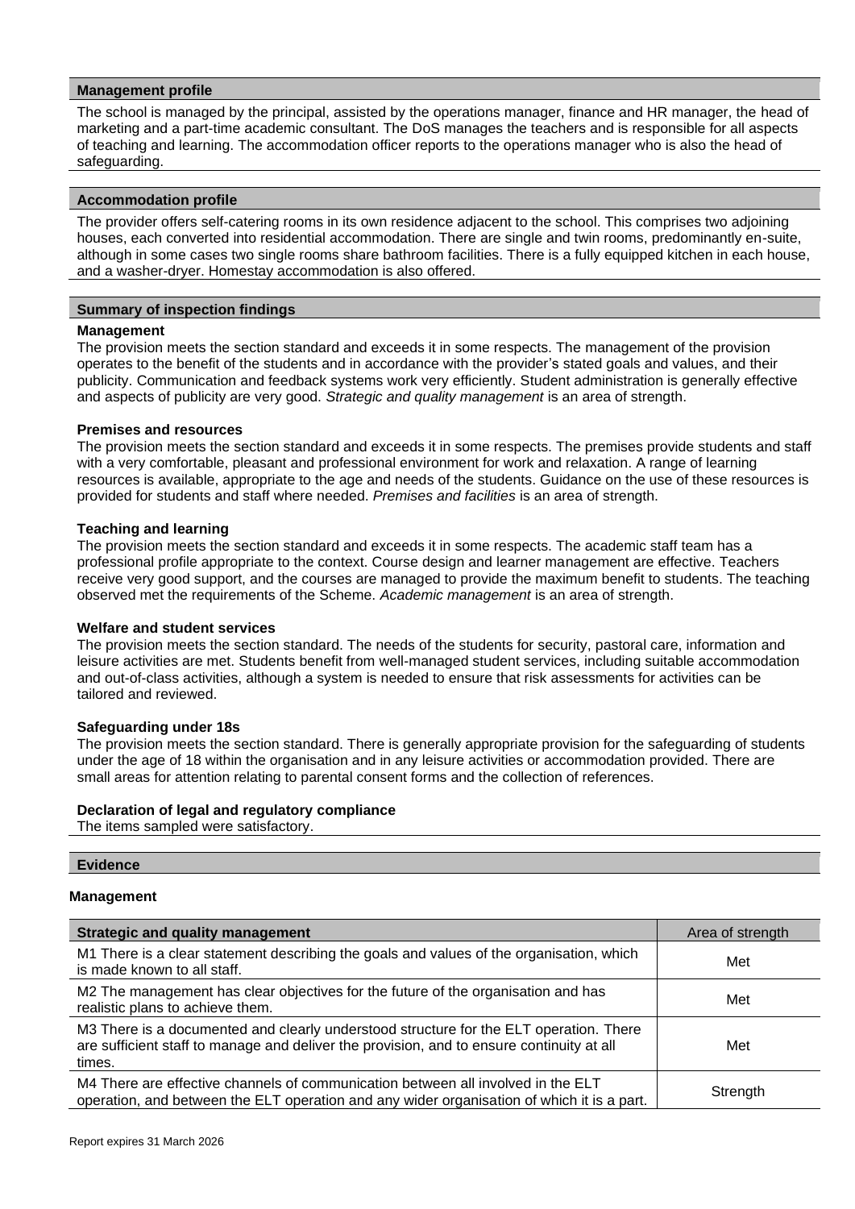## Management profile

The school is managed by the principal, assisted by the operations manager, finance and HR manager, the head of marketing and a part-time academic consultant. The DoS manages the teachers and is responsible for all aspects of teaching and learning. The accommodation officer reports to the operations manager who is also the head of safeguarding.

## Accommodation profile

The provider offers self-catering rooms in its own residence adjacent to the school. This comprises two adjoining houses, each converted into residential accommodation. There are single and twin rooms, predominantly en-suite, although in some cases two single rooms share bathroom facilities. There is a fully equipped kitchen in each house, and a washer-dryer. Homestay accommodation is also offered.

## Summary of inspection findings

**Management**
The provision meets the section standard and exceeds it in some respects. The management of the provision operates to the benefit of the students and in accordance with the provider's stated goals and values, and their publicity. Communication and feedback systems work very efficiently. Student administration is generally effective and aspects of publicity are very good. *Strategic and quality management* is an area of strength.

**Premises and resources**
The provision meets the section standard and exceeds it in some respects. The premises provide students and staff with a very comfortable, pleasant and professional environment for work and relaxation. A range of learning resources is available, appropriate to the age and needs of the students. Guidance on the use of these resources is provided for students and staff where needed. *Premises and facilities* is an area of strength.

**Teaching and learning**
The provision meets the section standard and exceeds it in some respects. The academic staff team has a professional profile appropriate to the context. Course design and learner management are effective. Teachers receive very good support, and the courses are managed to provide the maximum benefit to students. The teaching observed met the requirements of the Scheme. *Academic management* is an area of strength.

**Welfare and student services**
The provision meets the section standard. The needs of the students for security, pastoral care, information and leisure activities are met. Students benefit from well-managed student services, including suitable accommodation and out-of-class activities, although a system is needed to ensure that risk assessments for activities can be tailored and reviewed.

**Safeguarding under 18s**
The provision meets the section standard. There is generally appropriate provision for the safeguarding of students under the age of 18 within the organisation and in any leisure activities or accommodation provided. There are small areas for attention relating to parental consent forms and the collection of references.

**Declaration of legal and regulatory compliance**
The items sampled were satisfactory.

## Evidence

### Management

| Strategic and quality management | Area of strength |
|---|---|
| M1 There is a clear statement describing the goals and values of the organisation, which is made known to all staff. | Met |
| M2 The management has clear objectives for the future of the organisation and has realistic plans to achieve them. | Met |
| M3 There is a documented and clearly understood structure for the ELT operation. There are sufficient staff to manage and deliver the provision, and to ensure continuity at all times. | Met |
| M4 There are effective channels of communication between all involved in the ELT operation, and between the ELT operation and any wider organisation of which it is a part. | Strength |

Report expires 31 March 2026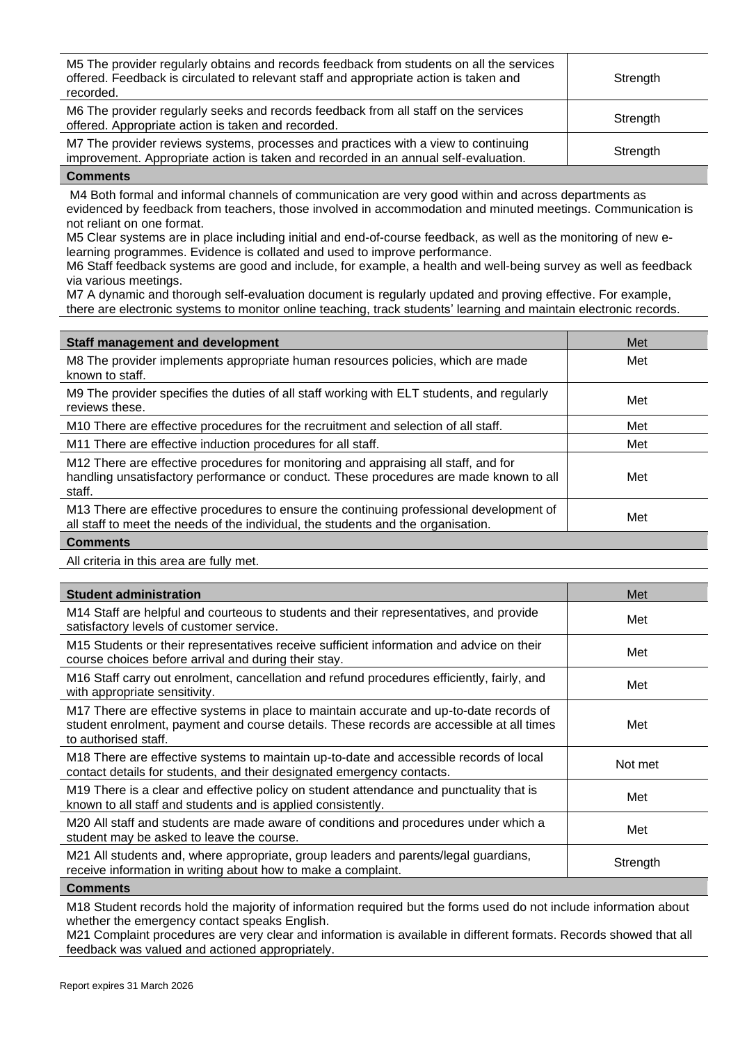| | |
|---|---|
| M5 The provider regularly obtains and records feedback from students on all the services offered. Feedback is circulated to relevant staff and appropriate action is taken and recorded. | Strength |
| M6 The provider regularly seeks and records feedback from all staff on the services offered. Appropriate action is taken and recorded. | Strength |
| M7 The provider reviews systems, processes and practices with a view to continuing improvement. Appropriate action is taken and recorded in an annual self-evaluation. | Strength |

**Comments**

M4 Both formal and informal channels of communication are very good within and across departments as evidenced by feedback from teachers, those involved in accommodation and minuted meetings. Communication is not reliant on one format.
M5 Clear systems are in place including initial and end-of-course feedback, as well as the monitoring of new e-learning programmes. Evidence is collated and used to improve performance.
M6 Staff feedback systems are good and include, for example, a health and well-being survey as well as feedback via various meetings.
M7 A dynamic and thorough self-evaluation document is regularly updated and proving effective. For example, there are electronic systems to monitor online teaching, track students' learning and maintain electronic records.

| Staff management and development | Met |
|---|---|
| M8 The provider implements appropriate human resources policies, which are made known to staff. | Met |
| M9 The provider specifies the duties of all staff working with ELT students, and regularly reviews these. | Met |
| M10 There are effective procedures for the recruitment and selection of all staff. | Met |
| M11 There are effective induction procedures for all staff. | Met |
| M12 There are effective procedures for monitoring and appraising all staff, and for handling unsatisfactory performance or conduct. These procedures are made known to all staff. | Met |
| M13 There are effective procedures to ensure the continuing professional development of all staff to meet the needs of the individual, the students and the organisation. | Met |

**Comments**

All criteria in this area are fully met.

| Student administration | Met |
|---|---|
| M14 Staff are helpful and courteous to students and their representatives, and provide satisfactory levels of customer service. | Met |
| M15 Students or their representatives receive sufficient information and advice on their course choices before arrival and during their stay. | Met |
| M16 Staff carry out enrolment, cancellation and refund procedures efficiently, fairly, and with appropriate sensitivity. | Met |
| M17 There are effective systems in place to maintain accurate and up-to-date records of student enrolment, payment and course details. These records are accessible at all times to authorised staff. | Met |
| M18 There are effective systems to maintain up-to-date and accessible records of local contact details for students, and their designated emergency contacts. | Not met |
| M19 There is a clear and effective policy on student attendance and punctuality that is known to all staff and students and is applied consistently. | Met |
| M20 All staff and students are made aware of conditions and procedures under which a student may be asked to leave the course. | Met |
| M21 All students and, where appropriate, group leaders and parents/legal guardians, receive information in writing about how to make a complaint. | Strength |

**Comments**

M18 Student records hold the majority of information required but the forms used do not include information about whether the emergency contact speaks English.
M21 Complaint procedures are very clear and information is available in different formats. Records showed that all feedback was valued and actioned appropriately.

Report expires 31 March 2026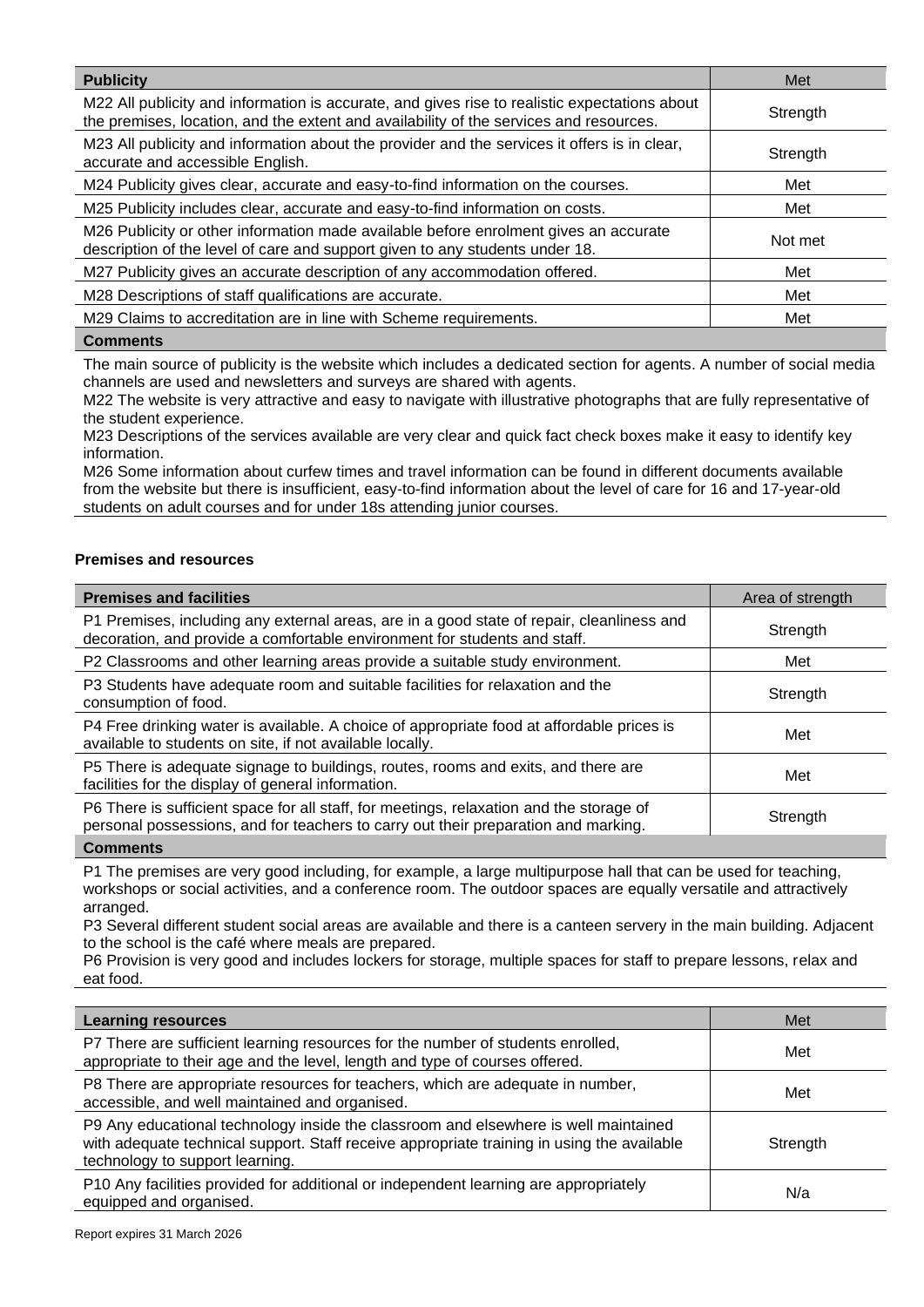| Publicity | Met |
|---|---|
| M22 All publicity and information is accurate, and gives rise to realistic expectations about the premises, location, and the extent and availability of the services and resources. | Strength |
| M23 All publicity and information about the provider and the services it offers is in clear, accurate and accessible English. | Strength |
| M24 Publicity gives clear, accurate and easy-to-find information on the courses. | Met |
| M25 Publicity includes clear, accurate and easy-to-find information on costs. | Met |
| M26 Publicity or other information made available before enrolment gives an accurate description of the level of care and support given to any students under 18. | Not met |
| M27 Publicity gives an accurate description of any accommodation offered. | Met |
| M28 Descriptions of staff qualifications are accurate. | Met |
| M29 Claims to accreditation are in line with Scheme requirements. | Met |

**Comments**

The main source of publicity is the website which includes a dedicated section for agents. A number of social media channels are used and newsletters and surveys are shared with agents.

M22 The website is very attractive and easy to navigate with illustrative photographs that are fully representative of the student experience.

M23 Descriptions of the services available are very clear and quick fact check boxes make it easy to identify key information.

M26 Some information about curfew times and travel information can be found in different documents available from the website but there is insufficient, easy-to-find information about the level of care for 16 and 17-year-old students on adult courses and for under 18s attending junior courses.

### Premises and resources

| Premises and facilities | Area of strength |
|---|---|
| P1 Premises, including any external areas, are in a good state of repair, cleanliness and decoration, and provide a comfortable environment for students and staff. | Strength |
| P2 Classrooms and other learning areas provide a suitable study environment. | Met |
| P3 Students have adequate room and suitable facilities for relaxation and the consumption of food. | Strength |
| P4 Free drinking water is available. A choice of appropriate food at affordable prices is available to students on site, if not available locally. | Met |
| P5 There is adequate signage to buildings, routes, rooms and exits, and there are facilities for the display of general information. | Met |
| P6 There is sufficient space for all staff, for meetings, relaxation and the storage of personal possessions, and for teachers to carry out their preparation and marking. | Strength |

**Comments**

P1 The premises are very good including, for example, a large multipurpose hall that can be used for teaching, workshops or social activities, and a conference room. The outdoor spaces are equally versatile and attractively arranged.

P3 Several different student social areas are available and there is a canteen servery in the main building. Adjacent to the school is the café where meals are prepared.

P6 Provision is very good and includes lockers for storage, multiple spaces for staff to prepare lessons, relax and eat food.

| Learning resources | Met |
|---|---|
| P7 There are sufficient learning resources for the number of students enrolled, appropriate to their age and the level, length and type of courses offered. | Met |
| P8 There are appropriate resources for teachers, which are adequate in number, accessible, and well maintained and organised. | Met |
| P9 Any educational technology inside the classroom and elsewhere is well maintained with adequate technical support. Staff receive appropriate training in using the available technology to support learning. | Strength |
| P10 Any facilities provided for additional or independent learning are appropriately equipped and organised. | N/a |

Report expires 31 March 2026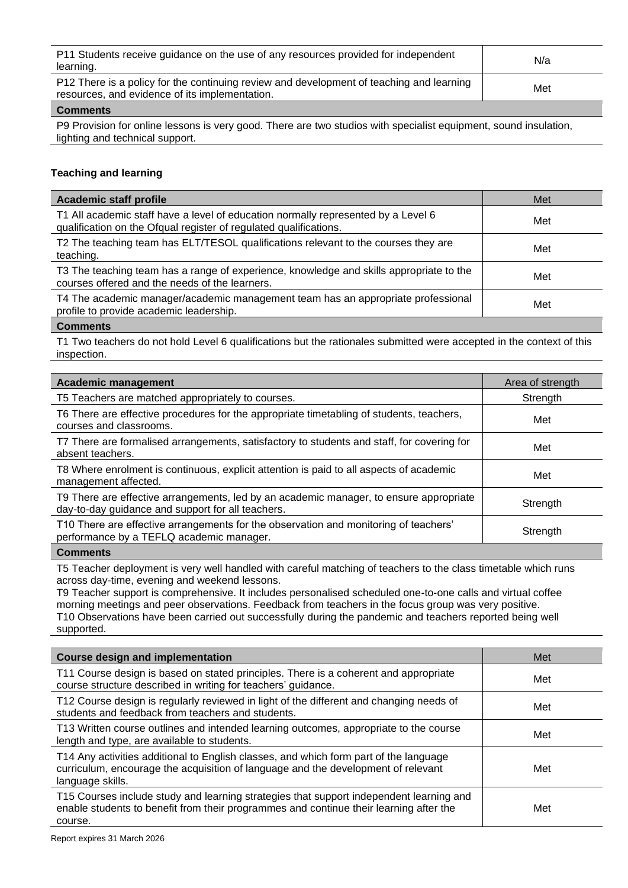| | |
|---|---|
| P11 Students receive guidance on the use of any resources provided for independent learning. | N/a |
| P12 There is a policy for the continuing review and development of teaching and learning resources, and evidence of its implementation. | Met |
| **Comments** | |
| P9 Provision for online lessons is very good. There are two studios with specialist equipment, sound insulation, lighting and technical support. | |

### Teaching and learning

| **Academic staff profile** | Met |
|---|---|
| T1 All academic staff have a level of education normally represented by a Level 6 qualification on the Ofqual register of regulated qualifications. | Met |
| T2 The teaching team has ELT/TESOL qualifications relevant to the courses they are teaching. | Met |
| T3 The teaching team has a range of experience, knowledge and skills appropriate to the courses offered and the needs of the learners. | Met |
| T4 The academic manager/academic management team has an appropriate professional profile to provide academic leadership. | Met |
| **Comments** | |
| T1 Two teachers do not hold Level 6 qualifications but the rationales submitted were accepted in the context of this inspection. | |

| **Academic management** | Area of strength |
|---|---|
| T5 Teachers are matched appropriately to courses. | Strength |
| T6 There are effective procedures for the appropriate timetabling of students, teachers, courses and classrooms. | Met |
| T7 There are formalised arrangements, satisfactory to students and staff, for covering for absent teachers. | Met |
| T8 Where enrolment is continuous, explicit attention is paid to all aspects of academic management affected. | Met |
| T9 There are effective arrangements, led by an academic manager, to ensure appropriate day-to-day guidance and support for all teachers. | Strength |
| T10 There are effective arrangements for the observation and monitoring of teachers' performance by a TEFLQ academic manager. | Strength |
| **Comments** | |
| T5 Teacher deployment is very well handled with careful matching of teachers to the class timetable which runs across day-time, evening and weekend lessons.<br>T9 Teacher support is comprehensive. It includes personalised scheduled one-to-one calls and virtual coffee morning meetings and peer observations. Feedback from teachers in the focus group was very positive.<br>T10 Observations have been carried out successfully during the pandemic and teachers reported being well supported. | |

| **Course design and implementation** | Met |
|---|---|
| T11 Course design is based on stated principles. There is a coherent and appropriate course structure described in writing for teachers' guidance. | Met |
| T12 Course design is regularly reviewed in light of the different and changing needs of students and feedback from teachers and students. | Met |
| T13 Written course outlines and intended learning outcomes, appropriate to the course length and type, are available to students. | Met |
| T14 Any activities additional to English classes, and which form part of the language curriculum, encourage the acquisition of language and the development of relevant language skills. | Met |
| T15 Courses include study and learning strategies that support independent learning and enable students to benefit from their programmes and continue their learning after the course. | Met |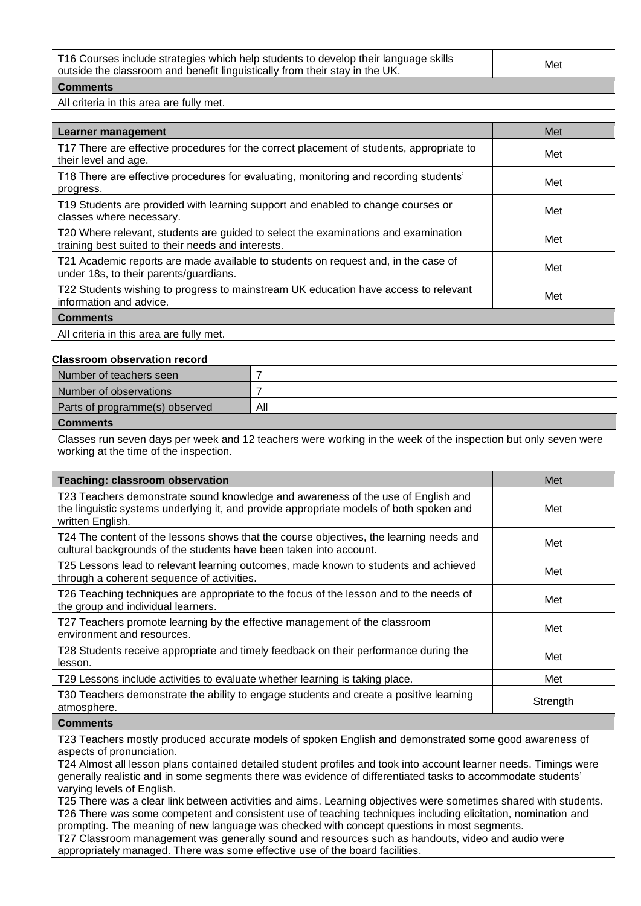| | |
|---|---|
| T16 Courses include strategies which help students to develop their language skills outside the classroom and benefit linguistically from their stay in the UK. | Met |

**Comments**

All criteria in this area are fully met.

| Learner management | Met |
|---|---|
| T17 There are effective procedures for the correct placement of students, appropriate to their level and age. | Met |
| T18 There are effective procedures for evaluating, monitoring and recording students' progress. | Met |
| T19 Students are provided with learning support and enabled to change courses or classes where necessary. | Met |
| T20 Where relevant, students are guided to select the examinations and examination training best suited to their needs and interests. | Met |
| T21 Academic reports are made available to students on request and, in the case of under 18s, to their parents/guardians. | Met |
| T22 Students wishing to progress to mainstream UK education have access to relevant information and advice. | Met |

**Comments**

All criteria in this area are fully met.

**Classroom observation record**

| | |
|---|---|
| Number of teachers seen | 7 |
| Number of observations | 7 |
| Parts of programme(s) observed | All |

**Comments**

Classes run seven days per week and 12 teachers were working in the week of the inspection but only seven were working at the time of the inspection.

| Teaching: classroom observation | Met |
|---|---|
| T23 Teachers demonstrate sound knowledge and awareness of the use of English and the linguistic systems underlying it, and provide appropriate models of both spoken and written English. | Met |
| T24 The content of the lessons shows that the course objectives, the learning needs and cultural backgrounds of the students have been taken into account. | Met |
| T25 Lessons lead to relevant learning outcomes, made known to students and achieved through a coherent sequence of activities. | Met |
| T26 Teaching techniques are appropriate to the focus of the lesson and to the needs of the group and individual learners. | Met |
| T27 Teachers promote learning by the effective management of the classroom environment and resources. | Met |
| T28 Students receive appropriate and timely feedback on their performance during the lesson. | Met |
| T29 Lessons include activities to evaluate whether learning is taking place. | Met |
| T30 Teachers demonstrate the ability to engage students and create a positive learning atmosphere. | Strength |

**Comments**

T23 Teachers mostly produced accurate models of spoken English and demonstrated some good awareness of aspects of pronunciation.
T24 Almost all lesson plans contained detailed student profiles and took into account learner needs. Timings were generally realistic and in some segments there was evidence of differentiated tasks to accommodate students' varying levels of English.
T25 There was a clear link between activities and aims. Learning objectives were sometimes shared with students.
T26 There was some competent and consistent use of teaching techniques including elicitation, nomination and prompting. The meaning of new language was checked with concept questions in most segments.
T27 Classroom management was generally sound and resources such as handouts, video and audio were appropriately managed. There was some effective use of the board facilities.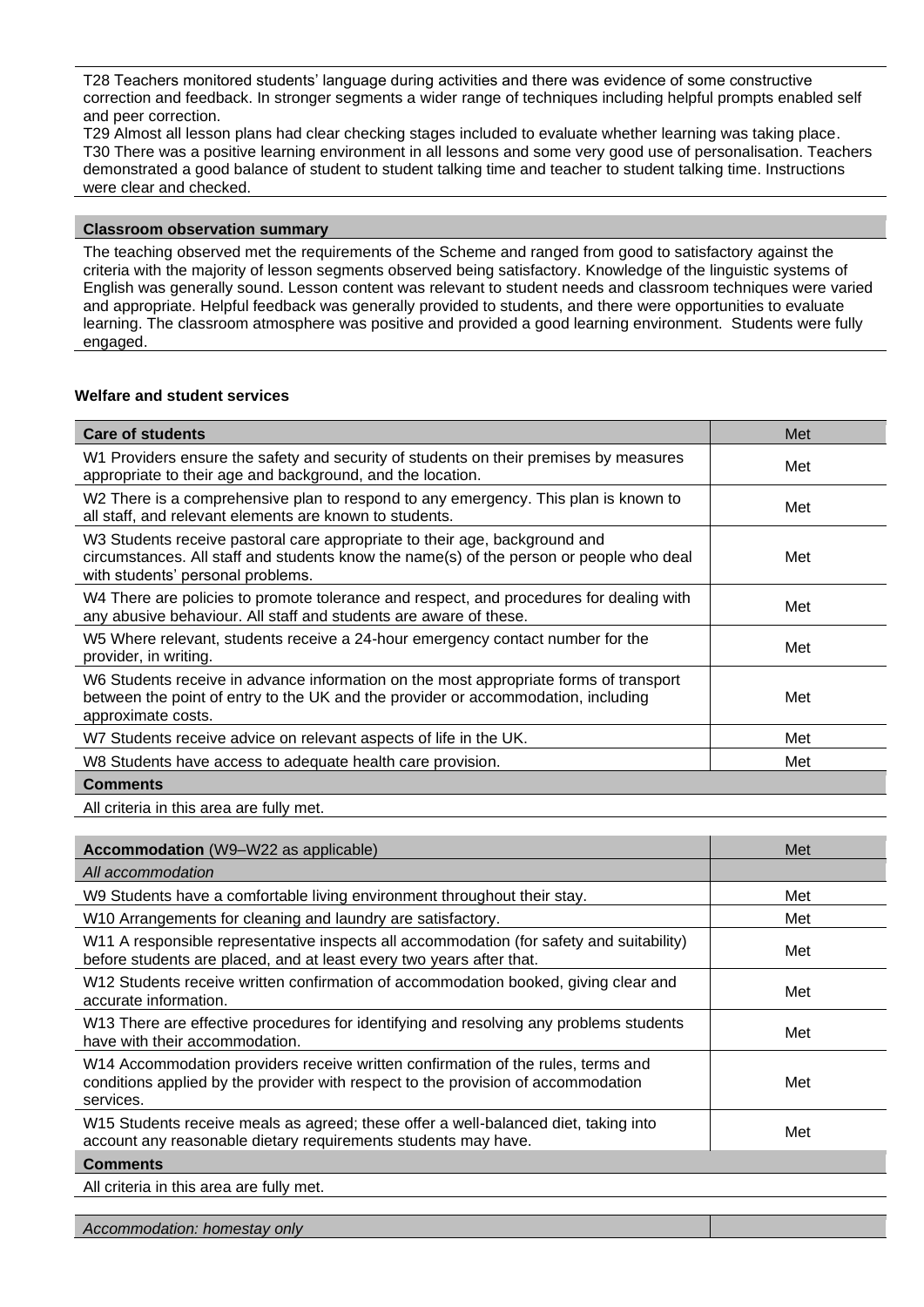T28 Teachers monitored students' language during activities and there was evidence of some constructive correction and feedback. In stronger segments a wider range of techniques including helpful prompts enabled self and peer correction.
T29 Almost all lesson plans had clear checking stages included to evaluate whether learning was taking place.
T30 There was a positive learning environment in all lessons and some very good use of personalisation. Teachers demonstrated a good balance of student to student talking time and teacher to student talking time. Instructions were clear and checked.

**Classroom observation summary**

The teaching observed met the requirements of the Scheme and ranged from good to satisfactory against the criteria with the majority of lesson segments observed being satisfactory. Knowledge of the linguistic systems of English was generally sound. Lesson content was relevant to student needs and classroom techniques were varied and appropriate. Helpful feedback was generally provided to students, and there were opportunities to evaluate learning. The classroom atmosphere was positive and provided a good learning environment. Students were fully engaged.

### Welfare and student services

| **Care of students** | Met |
|---|---|
| W1 Providers ensure the safety and security of students on their premises by measures appropriate to their age and background, and the location. | Met |
| W2 There is a comprehensive plan to respond to any emergency. This plan is known to all staff, and relevant elements are known to students. | Met |
| W3 Students receive pastoral care appropriate to their age, background and circumstances. All staff and students know the name(s) of the person or people who deal with students' personal problems. | Met |
| W4 There are policies to promote tolerance and respect, and procedures for dealing with any abusive behaviour. All staff and students are aware of these. | Met |
| W5 Where relevant, students receive a 24-hour emergency contact number for the provider, in writing. | Met |
| W6 Students receive in advance information on the most appropriate forms of transport between the point of entry to the UK and the provider or accommodation, including approximate costs. | Met |
| W7 Students receive advice on relevant aspects of life in the UK. | Met |
| W8 Students have access to adequate health care provision. | Met |
| **Comments** | |
| All criteria in this area are fully met. | |

| **Accommodation** (W9–W22 as applicable) | Met |
|---|---|
| *All accommodation* | |
| W9 Students have a comfortable living environment throughout their stay. | Met |
| W10 Arrangements for cleaning and laundry are satisfactory. | Met |
| W11 A responsible representative inspects all accommodation (for safety and suitability) before students are placed, and at least every two years after that. | Met |
| W12 Students receive written confirmation of accommodation booked, giving clear and accurate information. | Met |
| W13 There are effective procedures for identifying and resolving any problems students have with their accommodation. | Met |
| W14 Accommodation providers receive written confirmation of the rules, terms and conditions applied by the provider with respect to the provision of accommodation services. | Met |
| W15 Students receive meals as agreed; these offer a well-balanced diet, taking into account any reasonable dietary requirements students may have. | Met |
| **Comments** | |
| All criteria in this area are fully met. | |

| *Accommodation: homestay only* | |
|---|---|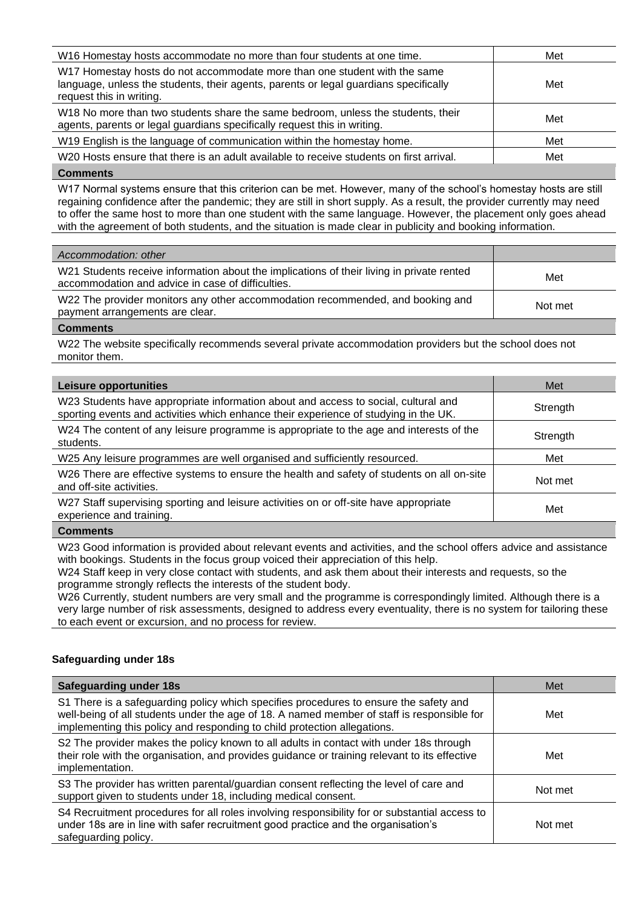| | |
|---|---|
| W16 Homestay hosts accommodate no more than four students at one time. | Met |
| W17 Homestay hosts do not accommodate more than one student with the same language, unless the students, their agents, parents or legal guardians specifically request this in writing. | Met |
| W18 No more than two students share the same bedroom, unless the students, their agents, parents or legal guardians specifically request this in writing. | Met |
| W19 English is the language of communication within the homestay home. | Met |
| W20 Hosts ensure that there is an adult available to receive students on first arrival. | Met |

**Comments**

W17 Normal systems ensure that this criterion can be met. However, many of the school's homestay hosts are still regaining confidence after the pandemic; they are still in short supply. As a result, the provider currently may need to offer the same host to more than one student with the same language. However, the placement only goes ahead with the agreement of both students, and the situation is made clear in publicity and booking information.

| *Accommodation: other* | |
|---|---|
| W21 Students receive information about the implications of their living in private rented accommodation and advice in case of difficulties. | Met |
| W22 The provider monitors any other accommodation recommended, and booking and payment arrangements are clear. | Not met |

**Comments**

W22 The website specifically recommends several private accommodation providers but the school does not monitor them.

| **Leisure opportunities** | Met |
|---|---|
| W23 Students have appropriate information about and access to social, cultural and sporting events and activities which enhance their experience of studying in the UK. | Strength |
| W24 The content of any leisure programme is appropriate to the age and interests of the students. | Strength |
| W25 Any leisure programmes are well organised and sufficiently resourced. | Met |
| W26 There are effective systems to ensure the health and safety of students on all on-site and off-site activities. | Not met |
| W27 Staff supervising sporting and leisure activities on or off-site have appropriate experience and training. | Met |

**Comments**

W23 Good information is provided about relevant events and activities, and the school offers advice and assistance with bookings. Students in the focus group voiced their appreciation of this help.
W24 Staff keep in very close contact with students, and ask them about their interests and requests, so the programme strongly reflects the interests of the student body.
W26 Currently, student numbers are very small and the programme is correspondingly limited. Although there is a very large number of risk assessments, designed to address every eventuality, there is no system for tailoring these to each event or excursion, and no process for review.

### Safeguarding under 18s

| **Safeguarding under 18s** | Met |
|---|---|
| S1 There is a safeguarding policy which specifies procedures to ensure the safety and well-being of all students under the age of 18. A named member of staff is responsible for implementing this policy and responding to child protection allegations. | Met |
| S2 The provider makes the policy known to all adults in contact with under 18s through their role with the organisation, and provides guidance or training relevant to its effective implementation. | Met |
| S3 The provider has written parental/guardian consent reflecting the level of care and support given to students under 18, including medical consent. | Not met |
| S4 Recruitment procedures for all roles involving responsibility for or substantial access to under 18s are in line with safer recruitment good practice and the organisation's safeguarding policy. | Not met |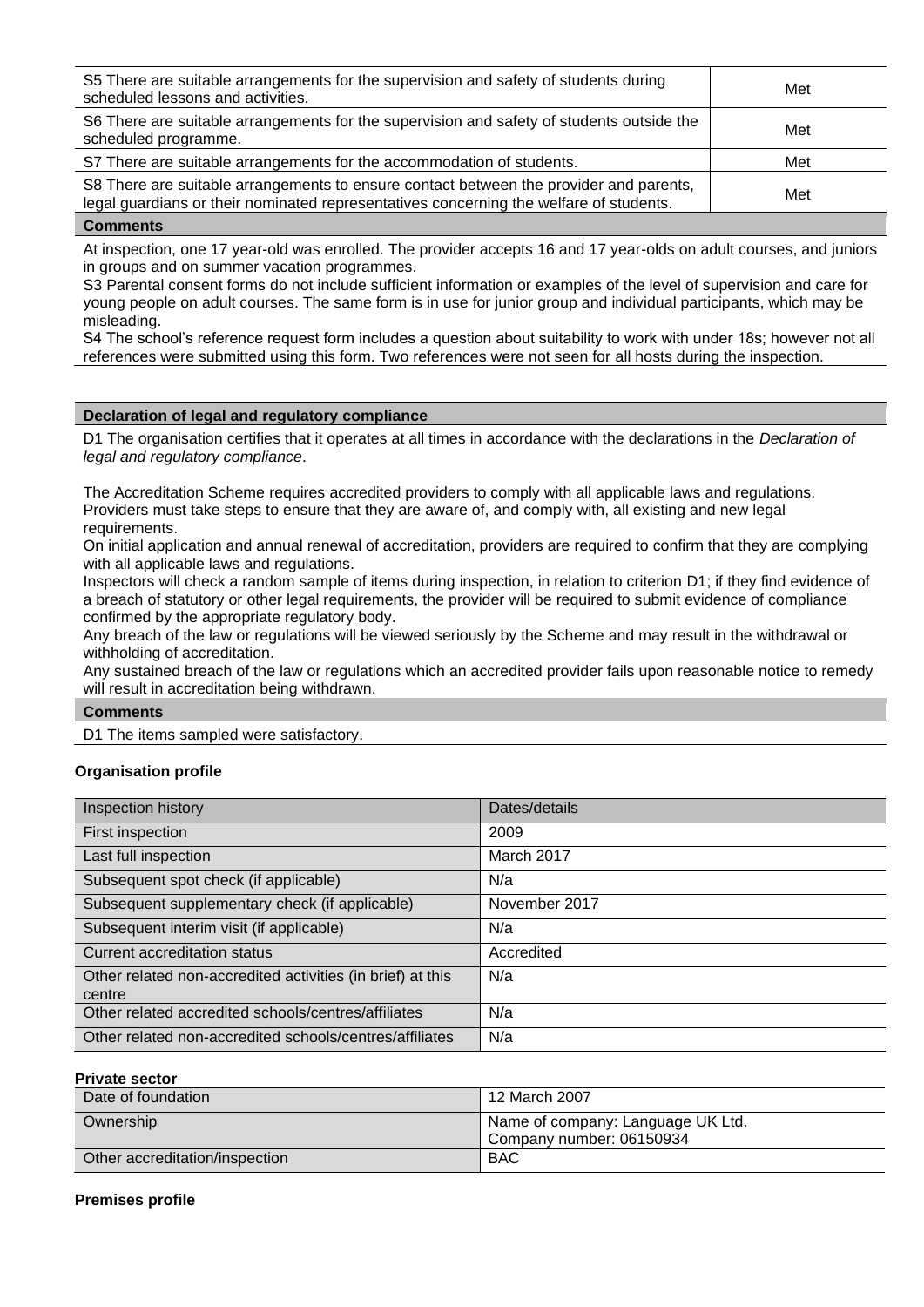| | |
|---|---|
| S5 There are suitable arrangements for the supervision and safety of students during scheduled lessons and activities. | Met |
| S6 There are suitable arrangements for the supervision and safety of students outside the scheduled programme. | Met |
| S7 There are suitable arrangements for the accommodation of students. | Met |
| S8 There are suitable arrangements to ensure contact between the provider and parents, legal guardians or their nominated representatives concerning the welfare of students. | Met |

**Comments**

At inspection, one 17 year-old was enrolled. The provider accepts 16 and 17 year-olds on adult courses, and juniors in groups and on summer vacation programmes.
S3 Parental consent forms do not include sufficient information or examples of the level of supervision and care for young people on adult courses. The same form is in use for junior group and individual participants, which may be misleading.
S4 The school's reference request form includes a question about suitability to work with under 18s; however not all references were submitted using this form. Two references were not seen for all hosts during the inspection.

**Declaration of legal and regulatory compliance**

D1 The organisation certifies that it operates at all times in accordance with the declarations in the *Declaration of legal and regulatory compliance*.

The Accreditation Scheme requires accredited providers to comply with all applicable laws and regulations. Providers must take steps to ensure that they are aware of, and comply with, all existing and new legal requirements.
On initial application and annual renewal of accreditation, providers are required to confirm that they are complying with all applicable laws and regulations.
Inspectors will check a random sample of items during inspection, in relation to criterion D1; if they find evidence of a breach of statutory or other legal requirements, the provider will be required to submit evidence of compliance confirmed by the appropriate regulatory body.
Any breach of the law or regulations will be viewed seriously by the Scheme and may result in the withdrawal or withholding of accreditation.
Any sustained breach of the law or regulations which an accredited provider fails upon reasonable notice to remedy will result in accreditation being withdrawn.

**Comments**

D1 The items sampled were satisfactory.

**Organisation profile**

| Inspection history | Dates/details |
|---|---|
| First inspection | 2009 |
| Last full inspection | March 2017 |
| Subsequent spot check (if applicable) | N/a |
| Subsequent supplementary check (if applicable) | November 2017 |
| Subsequent interim visit (if applicable) | N/a |
| Current accreditation status | Accredited |
| Other related non-accredited activities (in brief) at this centre | N/a |
| Other related accredited schools/centres/affiliates | N/a |
| Other related non-accredited schools/centres/affiliates | N/a |

**Private sector**

| | |
|---|---|
| Date of foundation | 12 March 2007 |
| Ownership | Name of company: Language UK Ltd. Company number: 06150934 |
| Other accreditation/inspection | BAC |

**Premises profile**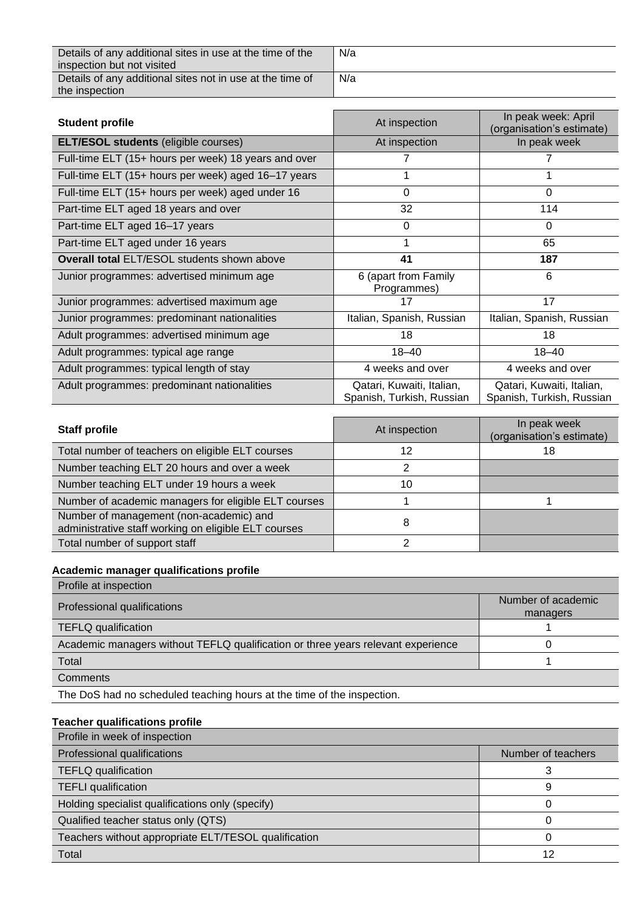| Details of any additional sites in use at the time of the inspection but not visited | N/a |
|---|---|
| Details of any additional sites not in use at the time of the inspection | N/a |

| **Student profile** | At inspection | In peak week: April (organisation's estimate) |
|---|---|---|
| **ELT/ESOL students** (eligible courses) | At inspection | In peak week |
| Full-time ELT (15+ hours per week) 18 years and over | 7 | 7 |
| Full-time ELT (15+ hours per week) aged 16–17 years | 1 | 1 |
| Full-time ELT (15+ hours per week) aged under 16 | 0 | 0 |
| Part-time ELT aged 18 years and over | 32 | 114 |
| Part-time ELT aged 16–17 years | 0 | 0 |
| Part-time ELT aged under 16 years | 1 | 65 |
| **Overall total** ELT/ESOL students shown above | **41** | **187** |
| Junior programmes: advertised minimum age | 6 (apart from Family Programmes) | 6 |
| Junior programmes: advertised maximum age | 17 | 17 |
| Junior programmes: predominant nationalities | Italian, Spanish, Russian | Italian, Spanish, Russian |
| Adult programmes: advertised minimum age | 18 | 18 |
| Adult programmes: typical age range | 18–40 | 18–40 |
| Adult programmes: typical length of stay | 4 weeks and over | 4 weeks and over |
| Adult programmes: predominant nationalities | Qatari, Kuwaiti, Italian, Spanish, Turkish, Russian | Qatari, Kuwaiti, Italian, Spanish, Turkish, Russian |

| **Staff profile** | At inspection | In peak week (organisation's estimate) |
|---|---|---|
| Total number of teachers on eligible ELT courses | 12 | 18 |
| Number teaching ELT 20 hours and over a week | 2 | |
| Number teaching ELT under 19 hours a week | 10 | |
| Number of academic managers for eligible ELT courses | 1 | 1 |
| Number of management (non-academic) and administrative staff working on eligible ELT courses | 8 | |
| Total number of support staff | 2 | |

**Academic manager qualifications profile**

| Profile at inspection | |
|---|---|
| Professional qualifications | Number of academic managers |
| TEFLQ qualification | 1 |
| Academic managers without TEFLQ qualification or three years relevant experience | 0 |
| Total | 1 |
| Comments | |
| The DoS had no scheduled teaching hours at the time of the inspection. | |

**Teacher qualifications profile**

| Profile in week of inspection | |
|---|---|
| Professional qualifications | Number of teachers |
| TEFLQ qualification | 3 |
| TEFLI qualification | 9 |
| Holding specialist qualifications only (specify) | 0 |
| Qualified teacher status only (QTS) | 0 |
| Teachers without appropriate ELT/TESOL qualification | 0 |
| Total | 12 |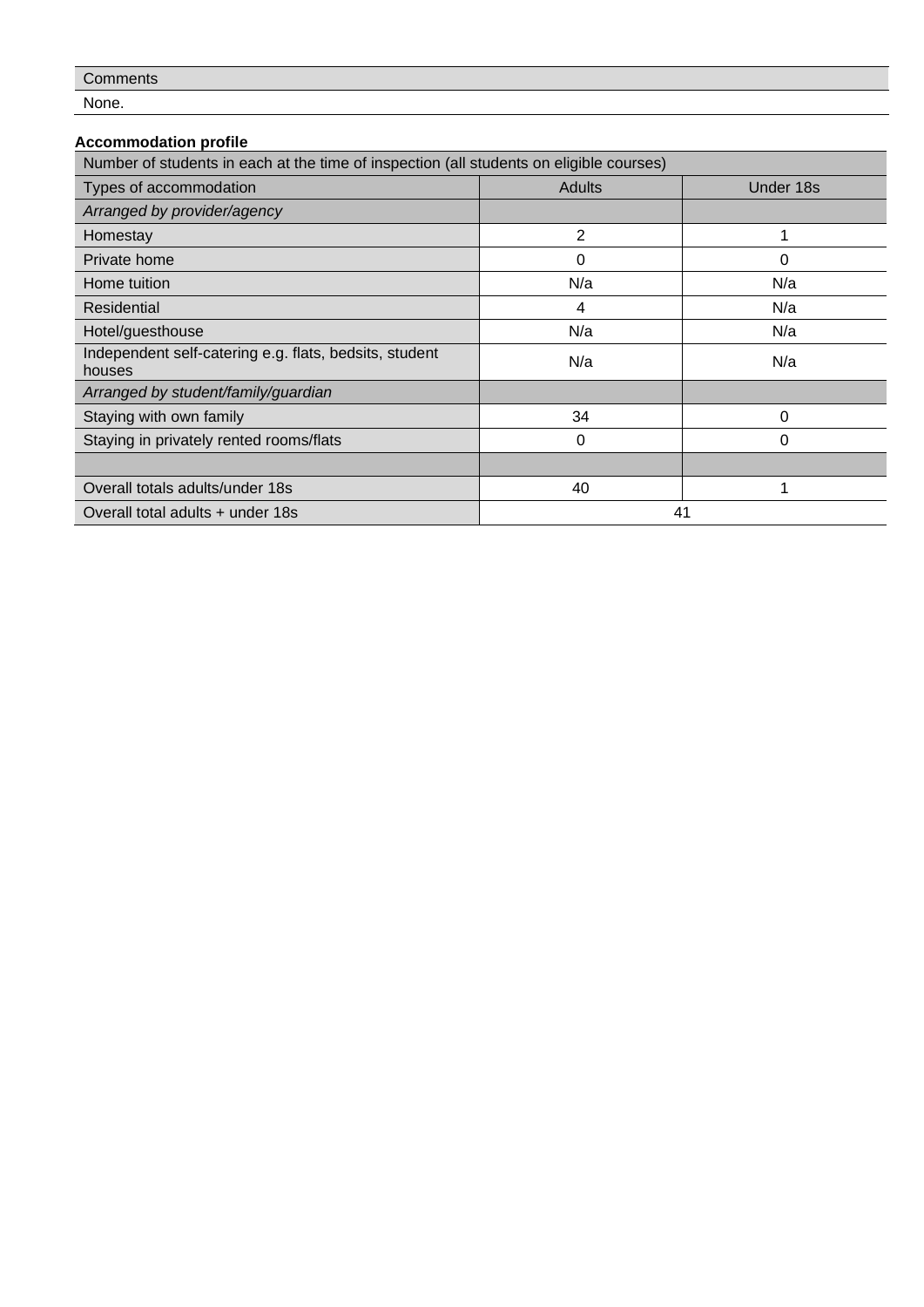| Comments |
| --- |
| None. |

**Accommodation profile**

| Number of students in each at the time of inspection (all students on eligible courses) | | |
| --- | --- | --- |
| Types of accommodation | Adults | Under 18s |
| *Arranged by provider/agency* | | |
| Homestay | 2 | 1 |
| Private home | 0 | 0 |
| Home tuition | N/a | N/a |
| Residential | 4 | N/a |
| Hotel/guesthouse | N/a | N/a |
| Independent self-catering e.g. flats, bedsits, student houses | N/a | N/a |
| *Arranged by student/family/guardian* | | |
| Staying with own family | 34 | 0 |
| Staying in privately rented rooms/flats | 0 | 0 |
| | | |
| Overall totals adults/under 18s | 40 | 1 |
| Overall total adults + under 18s | 41 | |